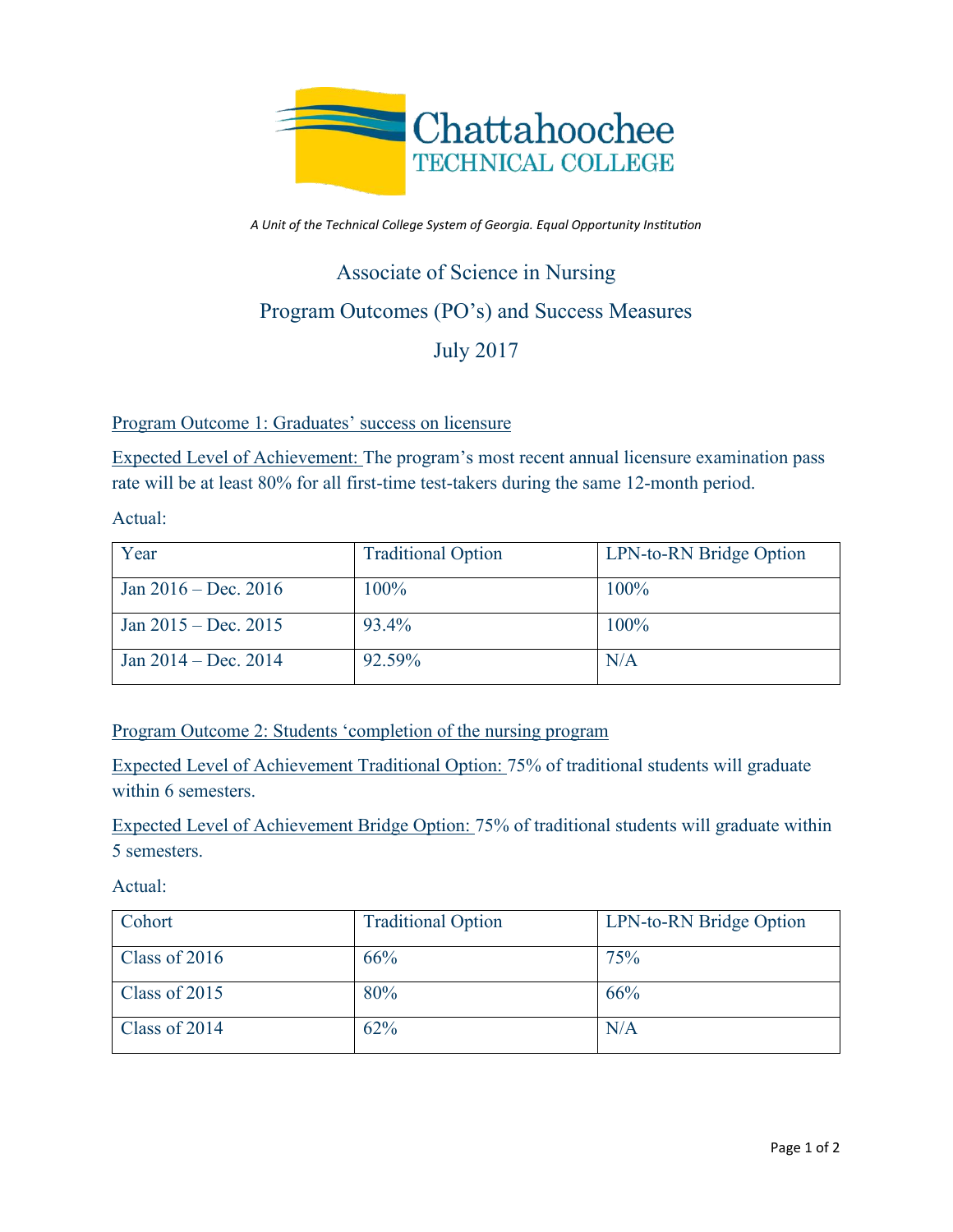# Chattahoochee TECHNICAL COLLEGE

*A Unit of the Technical College System of Georgia. Equal Opportunity Institution*

## Associate of Science in Nursing

## Program Outcomes (PO's) and Success Measures

## July 2017

Program Outcome 1: Graduates' success on licensure

Expected Level of Achievement: The program's most recent annual licensure examination pass rate will be at least 80% for all first-time test-takers during the same 12-month period.

Actual:

| Year | Traditional Option | LPN-to-RN Bridge Option |
|---|---|---|
| Jan 2016 – Dec. 2016 | 100% | 100% |
| Jan 2015 – Dec. 2015 | 93.4% | 100% |
| Jan 2014 – Dec. 2014 | 92.59% | N/A |

Program Outcome 2: Students 'completion of the nursing program

Expected Level of Achievement Traditional Option: 75% of traditional students will graduate within 6 semesters.

Expected Level of Achievement Bridge Option: 75% of traditional students will graduate within 5 semesters.

Actual:

| Cohort | Traditional Option | LPN-to-RN Bridge Option |
|---|---|---|
| Class of 2016 | 66% | 75% |
| Class of 2015 | 80% | 66% |
| Class of 2014 | 62% | N/A |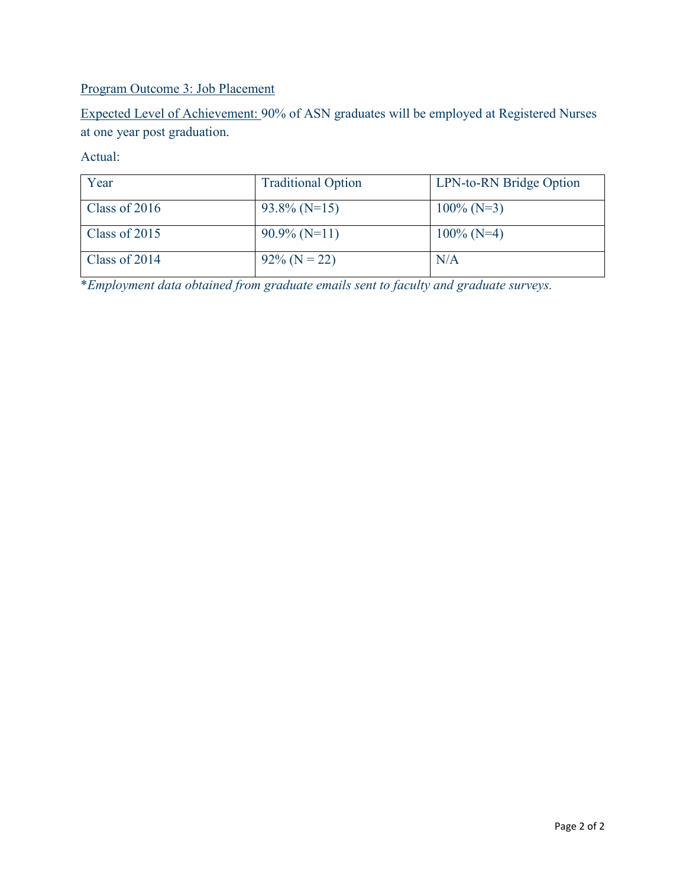Program Outcome 3: Job Placement

Expected Level of Achievement: 90% of ASN graduates will be employed at Registered Nurses at one year post graduation.

Actual:

| Year | Traditional Option | LPN-to-RN Bridge Option |
|---|---|---|
| Class of 2016 | 93.8% (N=15) | 100% (N=3) |
| Class of 2015 | 90.9% (N=11) | 100% (N=4) |
| Class of 2014 | 92% (N = 22) | N/A |

**Employment data obtained from graduate emails sent to faculty and graduate surveys.*